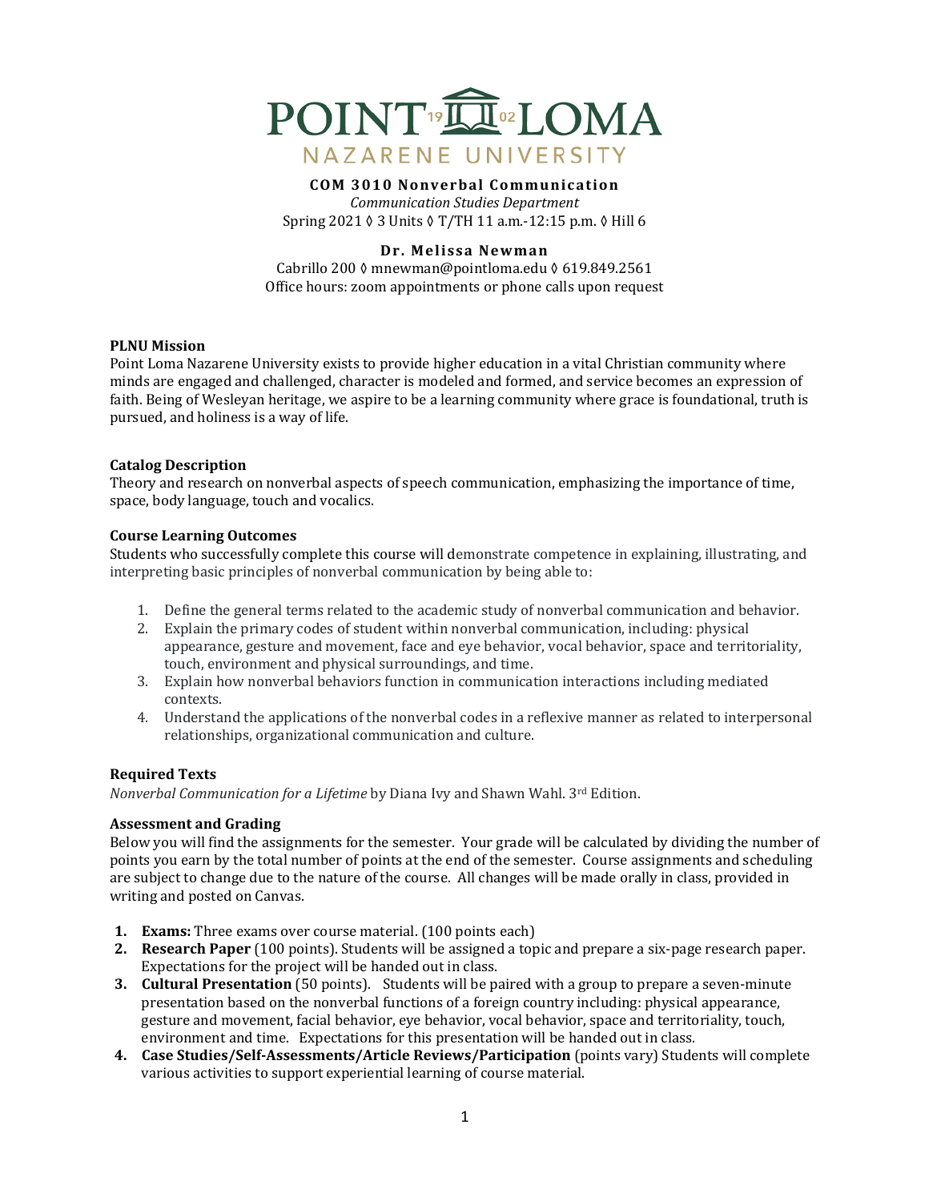# POINT LOMA NAZARENE UNIVERSITY

**COM 3010 Nonverbal Communication**

*Communication Studies Department*

Spring 2021 ◊ 3 Units ◊ T/TH 11 a.m.-12:15 p.m. ◊ Hill 6

**Dr. Melissa Newman**

Cabrillo 200 ◊ mnewman@pointloma.edu ◊ 619.849.2561

Office hours: zoom appointments or phone calls upon request

**PLNU Mission**

Point Loma Nazarene University exists to provide higher education in a vital Christian community where minds are engaged and challenged, character is modeled and formed, and service becomes an expression of faith. Being of Wesleyan heritage, we aspire to be a learning community where grace is foundational, truth is pursued, and holiness is a way of life.

**Catalog Description**

Theory and research on nonverbal aspects of speech communication, emphasizing the importance of time, space, body language, touch and vocalics.

**Course Learning Outcomes**

Students who successfully complete this course will demonstrate competence in explaining, illustrating, and interpreting basic principles of nonverbal communication by being able to:

1. Define the general terms related to the academic study of nonverbal communication and behavior.
2. Explain the primary codes of student within nonverbal communication, including: physical appearance, gesture and movement, face and eye behavior, vocal behavior, space and territoriality, touch, environment and physical surroundings, and time.
3. Explain how nonverbal behaviors function in communication interactions including mediated contexts.
4. Understand the applications of the nonverbal codes in a reflexive manner as related to interpersonal relationships, organizational communication and culture.

**Required Texts**

*Nonverbal Communication for a Lifetime* by Diana Ivy and Shawn Wahl. 3rd Edition.

**Assessment and Grading**

Below you will find the assignments for the semester. Your grade will be calculated by dividing the number of points you earn by the total number of points at the end of the semester. Course assignments and scheduling are subject to change due to the nature of the course. All changes will be made orally in class, provided in writing and posted on Canvas.

1. **Exams:** Three exams over course material. (100 points each)
2. **Research Paper** (100 points). Students will be assigned a topic and prepare a six-page research paper. Expectations for the project will be handed out in class.
3. **Cultural Presentation** (50 points). Students will be paired with a group to prepare a seven-minute presentation based on the nonverbal functions of a foreign country including: physical appearance, gesture and movement, facial behavior, eye behavior, vocal behavior, space and territoriality, touch, environment and time. Expectations for this presentation will be handed out in class.
4. **Case Studies/Self-Assessments/Article Reviews/Participation** (points vary) Students will complete various activities to support experiential learning of course material.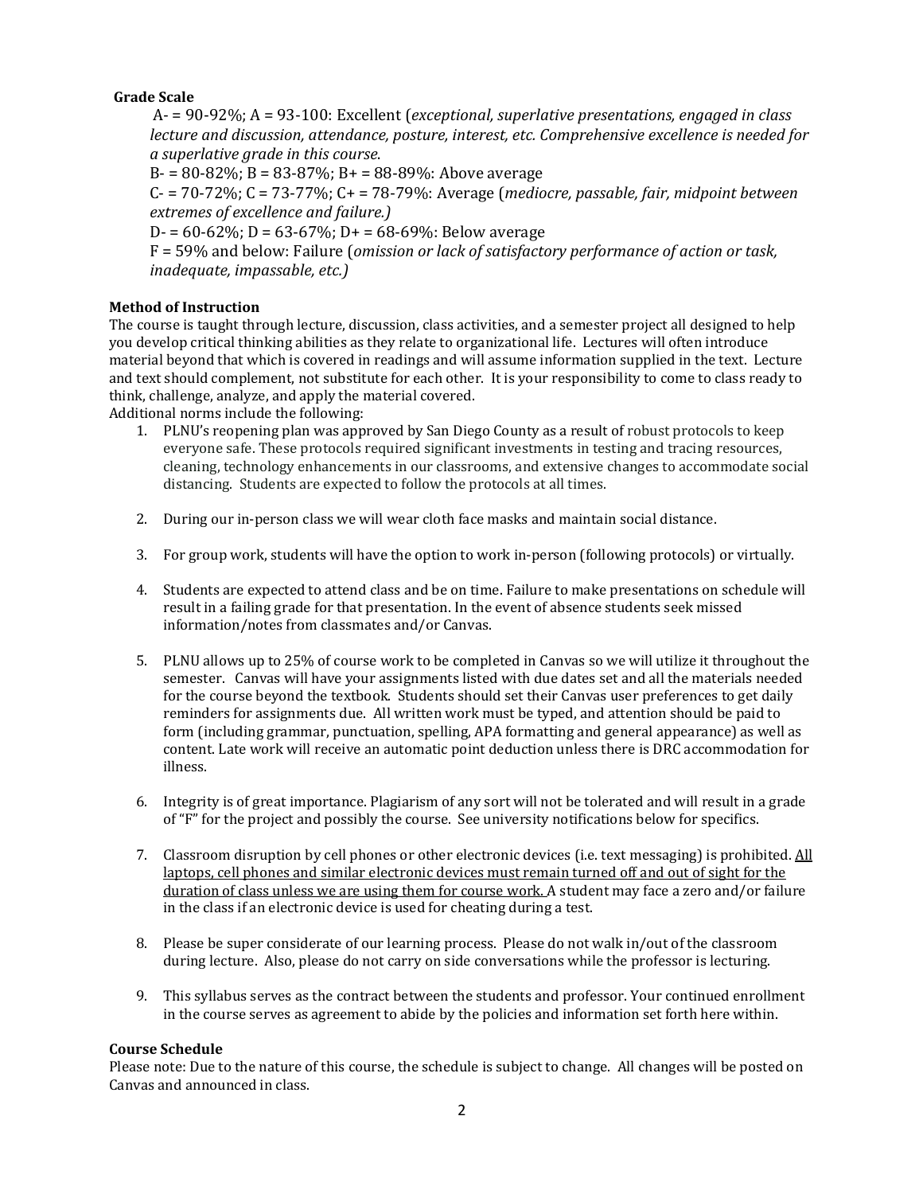**Grade Scale**

A- = 90-92%; A = 93-100: Excellent (*exceptional, superlative presentations, engaged in class lecture and discussion, attendance, posture, interest, etc. Comprehensive excellence is needed for a superlative grade in this course.*

B- = 80-82%; B = 83-87%; B+ = 88-89%: Above average

C- = 70-72%; C = 73-77%; C+ = 78-79%: Average (*mediocre, passable, fair, midpoint between extremes of excellence and failure.)*

D- = 60-62%; D = 63-67%; D+ = 68-69%: Below average

F = 59% and below: Failure (*omission or lack of satisfactory performance of action or task, inadequate, impassable, etc.)*

**Method of Instruction**

The course is taught through lecture, discussion, class activities, and a semester project all designed to help you develop critical thinking abilities as they relate to organizational life. Lectures will often introduce material beyond that which is covered in readings and will assume information supplied in the text. Lecture and text should complement, not substitute for each other. It is your responsibility to come to class ready to think, challenge, analyze, and apply the material covered.

Additional norms include the following:

1. PLNU's reopening plan was approved by San Diego County as a result of robust protocols to keep everyone safe. These protocols required significant investments in testing and tracing resources, cleaning, technology enhancements in our classrooms, and extensive changes to accommodate social distancing. Students are expected to follow the protocols at all times.

2. During our in-person class we will wear cloth face masks and maintain social distance.

3. For group work, students will have the option to work in-person (following protocols) or virtually.

4. Students are expected to attend class and be on time. Failure to make presentations on schedule will result in a failing grade for that presentation. In the event of absence students seek missed information/notes from classmates and/or Canvas.

5. PLNU allows up to 25% of course work to be completed in Canvas so we will utilize it throughout the semester. Canvas will have your assignments listed with due dates set and all the materials needed for the course beyond the textbook. Students should set their Canvas user preferences to get daily reminders for assignments due. All written work must be typed, and attention should be paid to form (including grammar, punctuation, spelling, APA formatting and general appearance) as well as content. Late work will receive an automatic point deduction unless there is DRC accommodation for illness.

6. Integrity is of great importance. Plagiarism of any sort will not be tolerated and will result in a grade of "F" for the project and possibly the course. See university notifications below for specifics.

7. Classroom disruption by cell phones or other electronic devices (i.e. text messaging) is prohibited. <u>All laptops, cell phones and similar electronic devices must remain turned off and out of sight for the duration of class unless we are using them for course work.</u> A student may face a zero and/or failure in the class if an electronic device is used for cheating during a test.

8. Please be super considerate of our learning process. Please do not walk in/out of the classroom during lecture. Also, please do not carry on side conversations while the professor is lecturing.

9. This syllabus serves as the contract between the students and professor. Your continued enrollment in the course serves as agreement to abide by the policies and information set forth here within.

**Course Schedule**

Please note: Due to the nature of this course, the schedule is subject to change. All changes will be posted on Canvas and announced in class.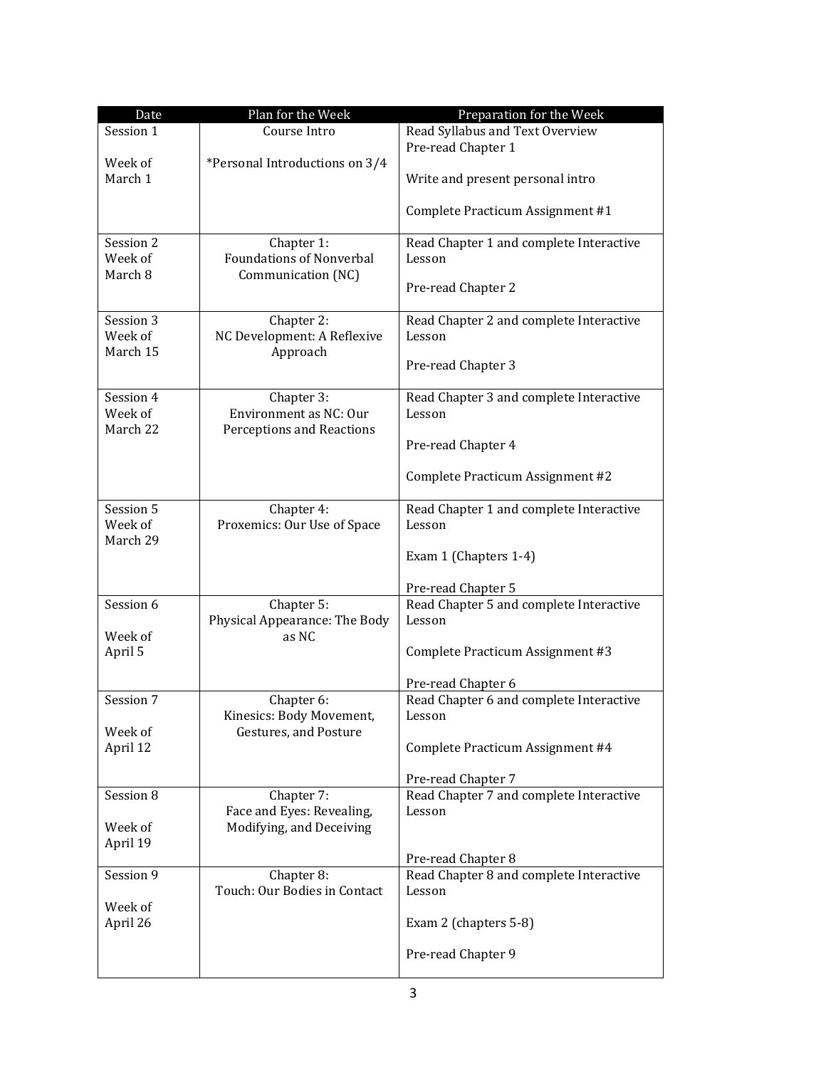| Date | Plan for the Week | Preparation for the Week |
|---|---|---|
| Session 1<br><br>Week of March 1 | Course Intro<br><br>*Personal Introductions on 3/4 | Read Syllabus and Text Overview<br>Pre-read Chapter 1<br><br>Write and present personal intro<br><br>Complete Practicum Assignment #1 |
| Session 2<br>Week of March 8 | Chapter 1:<br>Foundations of Nonverbal Communication (NC) | Read Chapter 1 and complete Interactive Lesson<br><br>Pre-read Chapter 2 |
| Session 3<br>Week of March 15 | Chapter 2:<br>NC Development: A Reflexive Approach | Read Chapter 2 and complete Interactive Lesson<br><br>Pre-read Chapter 3 |
| Session 4<br>Week of March 22 | Chapter 3:<br>Environment as NC: Our Perceptions and Reactions | Read Chapter 3 and complete Interactive Lesson<br><br>Pre-read Chapter 4<br><br>Complete Practicum Assignment #2 |
| Session 5<br>Week of March 29 | Chapter 4:<br>Proxemics: Our Use of Space | Read Chapter 1 and complete Interactive Lesson<br><br>Exam 1 (Chapters 1-4)<br><br>Pre-read Chapter 5 |
| Session 6<br><br>Week of April 5 | Chapter 5:<br>Physical Appearance: The Body as NC | Read Chapter 5 and complete Interactive Lesson<br><br>Complete Practicum Assignment #3<br><br>Pre-read Chapter 6 |
| Session 7<br><br>Week of April 12 | Chapter 6:<br>Kinesics: Body Movement, Gestures, and Posture | Read Chapter 6 and complete Interactive Lesson<br><br>Complete Practicum Assignment #4<br><br>Pre-read Chapter 7 |
| Session 8<br><br>Week of April 19 | Chapter 7:<br>Face and Eyes: Revealing, Modifying, and Deceiving | Read Chapter 7 and complete Interactive Lesson<br><br>Pre-read Chapter 8 |
| Session 9<br><br>Week of April 26 | Chapter 8:<br>Touch: Our Bodies in Contact | Read Chapter 8 and complete Interactive Lesson<br><br>Exam 2 (chapters 5-8)<br><br>Pre-read Chapter 9 |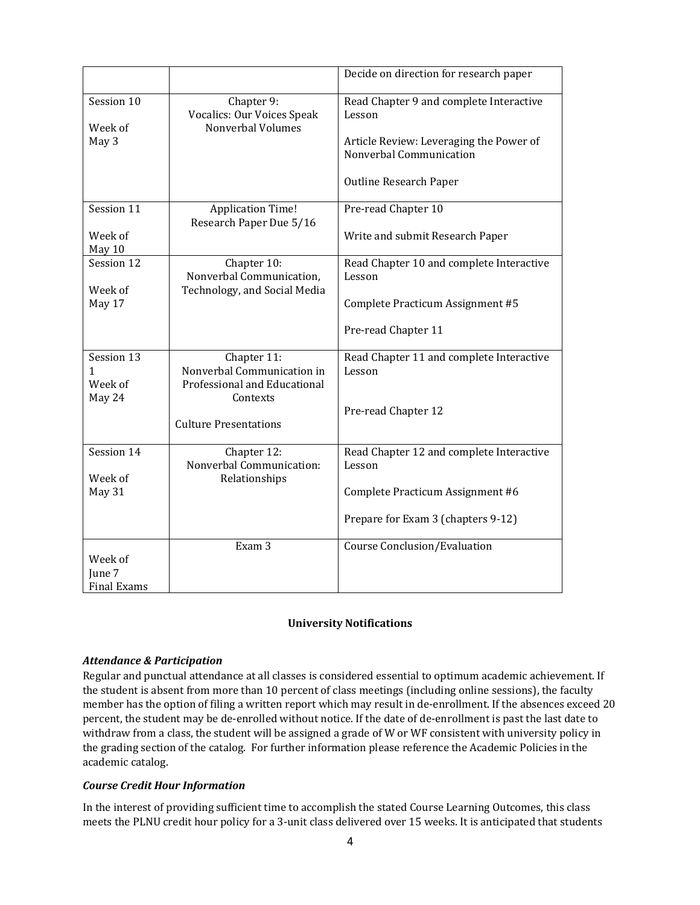| | | Decide on direction for research paper |
|---|---|---|
| Session 10<br><br>Week of May 3 | Chapter 9:<br>Vocalics: Our Voices Speak Nonverbal Volumes | Read Chapter 9 and complete Interactive Lesson<br><br>Article Review: Leveraging the Power of Nonverbal Communication<br><br>Outline Research Paper |
| Session 11<br><br>Week of May 10 | Application Time!<br>Research Paper Due 5/16 | Pre-read Chapter 10<br><br>Write and submit Research Paper |
| Session 12<br><br>Week of May 17 | Chapter 10:<br>Nonverbal Communication, Technology, and Social Media | Read Chapter 10 and complete Interactive Lesson<br><br>Complete Practicum Assignment #5<br><br>Pre-read Chapter 11 |
| Session 13<br>1<br>Week of May 24 | Chapter 11:<br>Nonverbal Communication in Professional and Educational Contexts<br><br>Culture Presentations | Read Chapter 11 and complete Interactive Lesson<br><br>Pre-read Chapter 12 |
| Session 14<br><br>Week of May 31 | Chapter 12:<br>Nonverbal Communication: Relationships | Read Chapter 12 and complete Interactive Lesson<br><br>Complete Practicum Assignment #6<br><br>Prepare for Exam 3 (chapters 9-12) |
| Week of June 7<br>Final Exams | Exam 3 | Course Conclusion/Evaluation |

**University Notifications**

***Attendance & Participation***

Regular and punctual attendance at all classes is considered essential to optimum academic achievement. If the student is absent from more than 10 percent of class meetings (including online sessions), the faculty member has the option of filing a written report which may result in de-enrollment. If the absences exceed 20 percent, the student may be de-enrolled without notice. If the date of de-enrollment is past the last date to withdraw from a class, the student will be assigned a grade of W or WF consistent with university policy in the grading section of the catalog. For further information please reference the Academic Policies in the academic catalog.

***Course Credit Hour Information***

In the interest of providing sufficient time to accomplish the stated Course Learning Outcomes, this class meets the PLNU credit hour policy for a 3-unit class delivered over 15 weeks. It is anticipated that students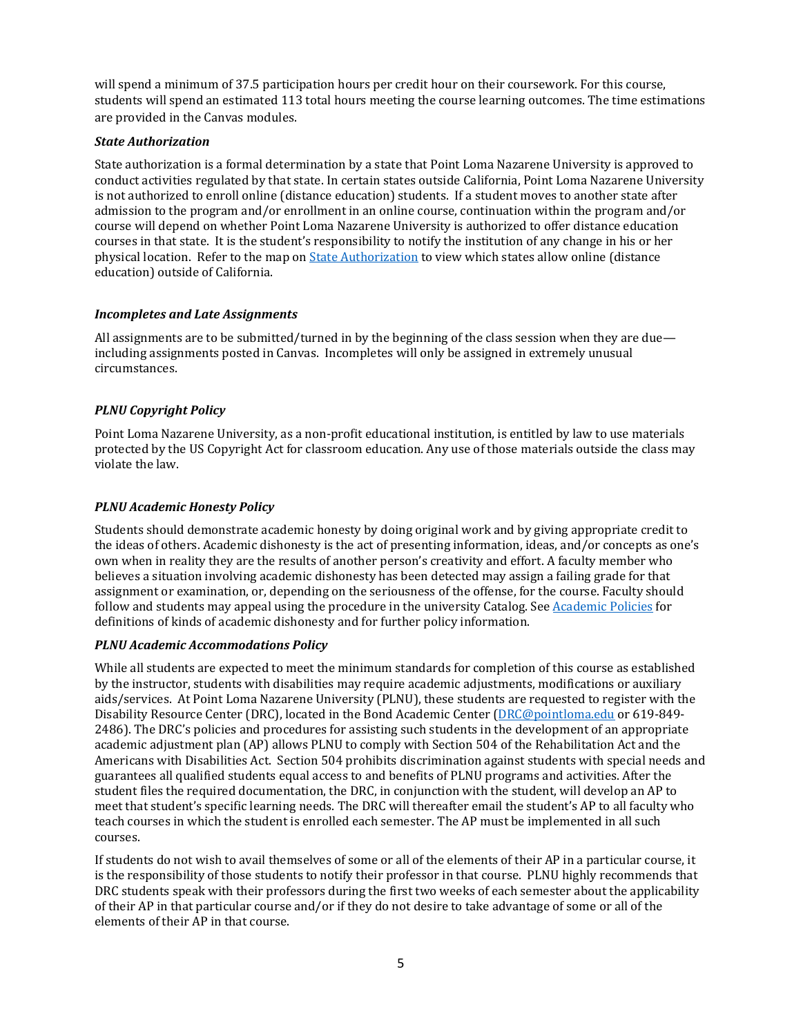will spend a minimum of 37.5 participation hours per credit hour on their coursework. For this course, students will spend an estimated 113 total hours meeting the course learning outcomes. The time estimations are provided in the Canvas modules.

***State Authorization***

State authorization is a formal determination by a state that Point Loma Nazarene University is approved to conduct activities regulated by that state. In certain states outside California, Point Loma Nazarene University is not authorized to enroll online (distance education) students. If a student moves to another state after admission to the program and/or enrollment in an online course, continuation within the program and/or course will depend on whether Point Loma Nazarene University is authorized to offer distance education courses in that state. It is the student's responsibility to notify the institution of any change in his or her physical location. Refer to the map on State Authorization to view which states allow online (distance education) outside of California.

***Incompletes and Late Assignments***

All assignments are to be submitted/turned in by the beginning of the class session when they are due—including assignments posted in Canvas. Incompletes will only be assigned in extremely unusual circumstances.

***PLNU Copyright Policy***

Point Loma Nazarene University, as a non-profit educational institution, is entitled by law to use materials protected by the US Copyright Act for classroom education. Any use of those materials outside the class may violate the law.

***PLNU Academic Honesty Policy***

Students should demonstrate academic honesty by doing original work and by giving appropriate credit to the ideas of others. Academic dishonesty is the act of presenting information, ideas, and/or concepts as one's own when in reality they are the results of another person's creativity and effort. A faculty member who believes a situation involving academic dishonesty has been detected may assign a failing grade for that assignment or examination, or, depending on the seriousness of the offense, for the course. Faculty should follow and students may appeal using the procedure in the university Catalog. See Academic Policies for definitions of kinds of academic dishonesty and for further policy information.

***PLNU Academic Accommodations Policy***

While all students are expected to meet the minimum standards for completion of this course as established by the instructor, students with disabilities may require academic adjustments, modifications or auxiliary aids/services. At Point Loma Nazarene University (PLNU), these students are requested to register with the Disability Resource Center (DRC), located in the Bond Academic Center (DRC@pointloma.edu or 619-849-2486). The DRC's policies and procedures for assisting such students in the development of an appropriate academic adjustment plan (AP) allows PLNU to comply with Section 504 of the Rehabilitation Act and the Americans with Disabilities Act. Section 504 prohibits discrimination against students with special needs and guarantees all qualified students equal access to and benefits of PLNU programs and activities. After the student files the required documentation, the DRC, in conjunction with the student, will develop an AP to meet that student's specific learning needs. The DRC will thereafter email the student's AP to all faculty who teach courses in which the student is enrolled each semester. The AP must be implemented in all such courses.

If students do not wish to avail themselves of some or all of the elements of their AP in a particular course, it is the responsibility of those students to notify their professor in that course. PLNU highly recommends that DRC students speak with their professors during the first two weeks of each semester about the applicability of their AP in that particular course and/or if they do not desire to take advantage of some or all of the elements of their AP in that course.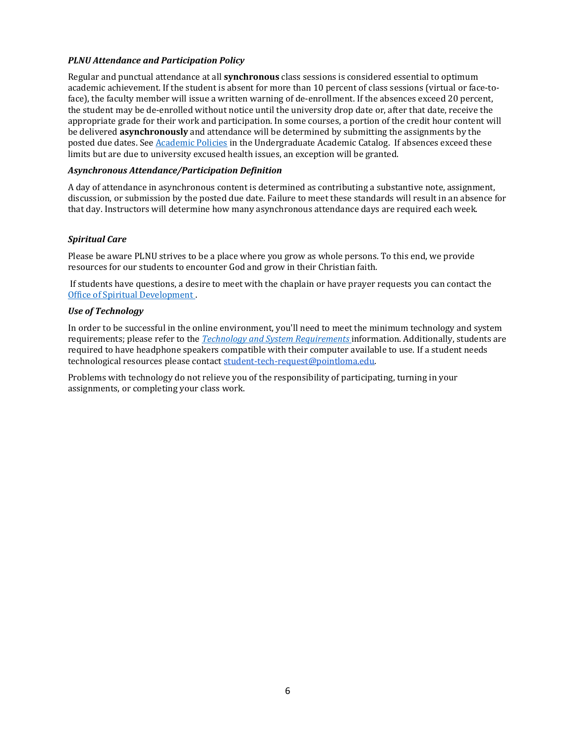### *PLNU Attendance and Participation Policy*

Regular and punctual attendance at all **synchronous** class sessions is considered essential to optimum academic achievement. If the student is absent for more than 10 percent of class sessions (virtual or face-to-face), the faculty member will issue a written warning of de-enrollment. If the absences exceed 20 percent, the student may be de-enrolled without notice until the university drop date or, after that date, receive the appropriate grade for their work and participation. In some courses, a portion of the credit hour content will be delivered **asynchronously** and attendance will be determined by submitting the assignments by the posted due dates. See Academic Policies in the Undergraduate Academic Catalog. If absences exceed these limits but are due to university excused health issues, an exception will be granted.

### *Asynchronous Attendance/Participation Definition*

A day of attendance in asynchronous content is determined as contributing a substantive note, assignment, discussion, or submission by the posted due date. Failure to meet these standards will result in an absence for that day. Instructors will determine how many asynchronous attendance days are required each week.

### *Spiritual Care*

Please be aware PLNU strives to be a place where you grow as whole persons. To this end, we provide resources for our students to encounter God and grow in their Christian faith.

If students have questions, a desire to meet with the chaplain or have prayer requests you can contact the Office of Spiritual Development .

### *Use of Technology*

In order to be successful in the online environment, you'll need to meet the minimum technology and system requirements; please refer to the *Technology and System Requirements* information. Additionally, students are required to have headphone speakers compatible with their computer available to use. If a student needs technological resources please contact student-tech-request@pointloma.edu.

Problems with technology do not relieve you of the responsibility of participating, turning in your assignments, or completing your class work.